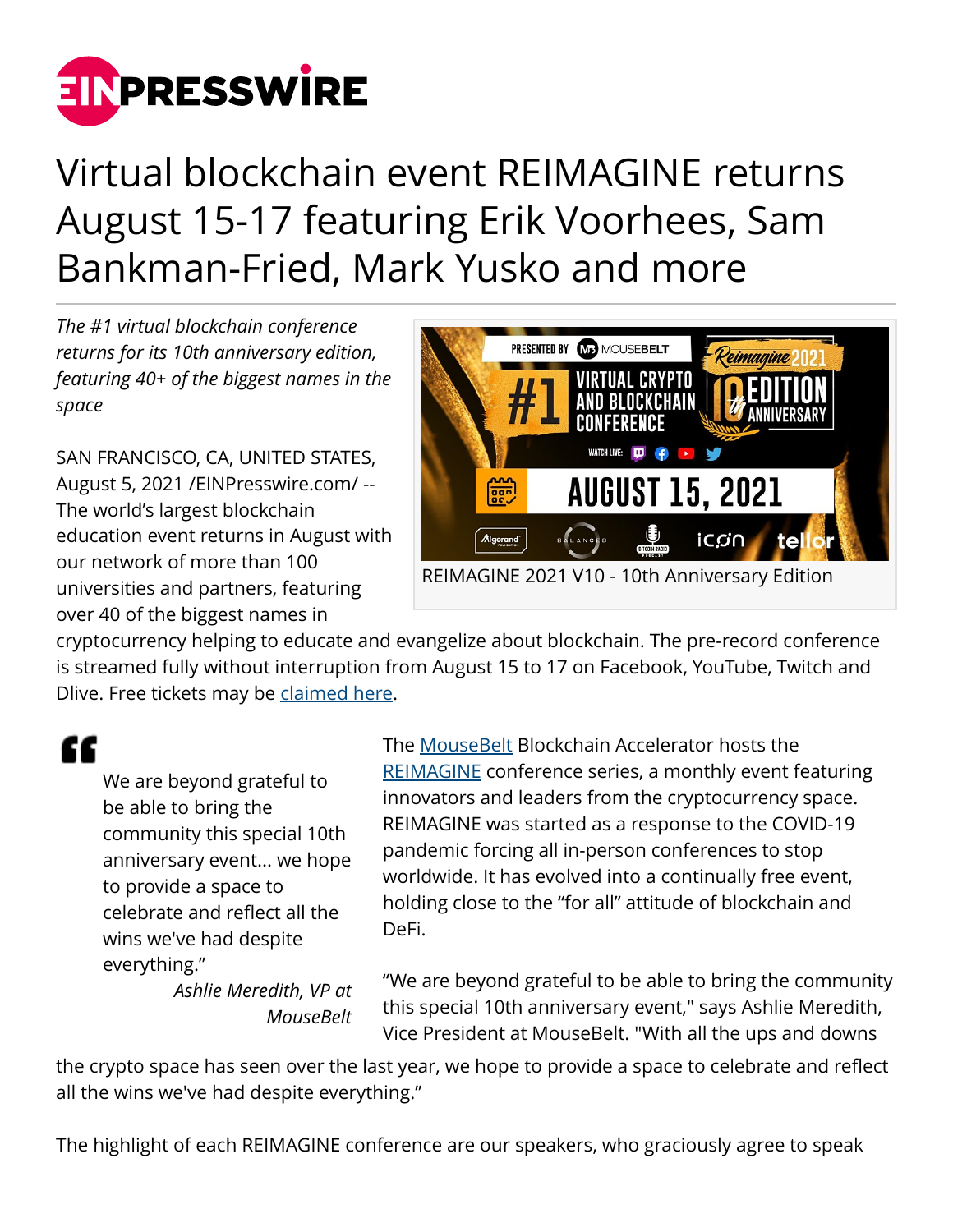# Virtual blockchain event REIMAGINE returns August 15-17 featuring Erik Voorhees, Sam Bankman-Fried, Mark Yusko and more

*The #1 virtual blockchain conference returns for its 10th anniversary edition, featuring 40+ of the biggest names in the space*

REIMAGINE 2021 V10 - 10th Anniversary Edition

SAN FRANCISCO, CA, UNITED STATES, August 5, 2021 /EINPresswire.com/ -- The world's largest blockchain education event returns in August with our network of more than 100 universities and partners, featuring over 40 of the biggest names in cryptocurrency helping to educate and evangelize about blockchain. The pre-record conference is streamed fully without interruption from August 15 to 17 on Facebook, YouTube, Twitch and Dlive. Free tickets may be claimed here.

> We are beyond grateful to be able to bring the community this special 10th anniversary event... we hope to provide a space to celebrate and reflect all the wins we've had despite everything."
>
> *Ashlie Meredith, VP at MouseBelt*

The MouseBelt Blockchain Accelerator hosts the REIMAGINE conference series, a monthly event featuring innovators and leaders from the cryptocurrency space. REIMAGINE was started as a response to the COVID-19 pandemic forcing all in-person conferences to stop worldwide. It has evolved into a continually free event, holding close to the "for all" attitude of blockchain and DeFi.

"We are beyond grateful to be able to bring the community this special 10th anniversary event," says Ashlie Meredith, Vice President at MouseBelt. "With all the ups and downs the crypto space has seen over the last year, we hope to provide a space to celebrate and reflect all the wins we've had despite everything."

The highlight of each REIMAGINE conference are our speakers, who graciously agree to speak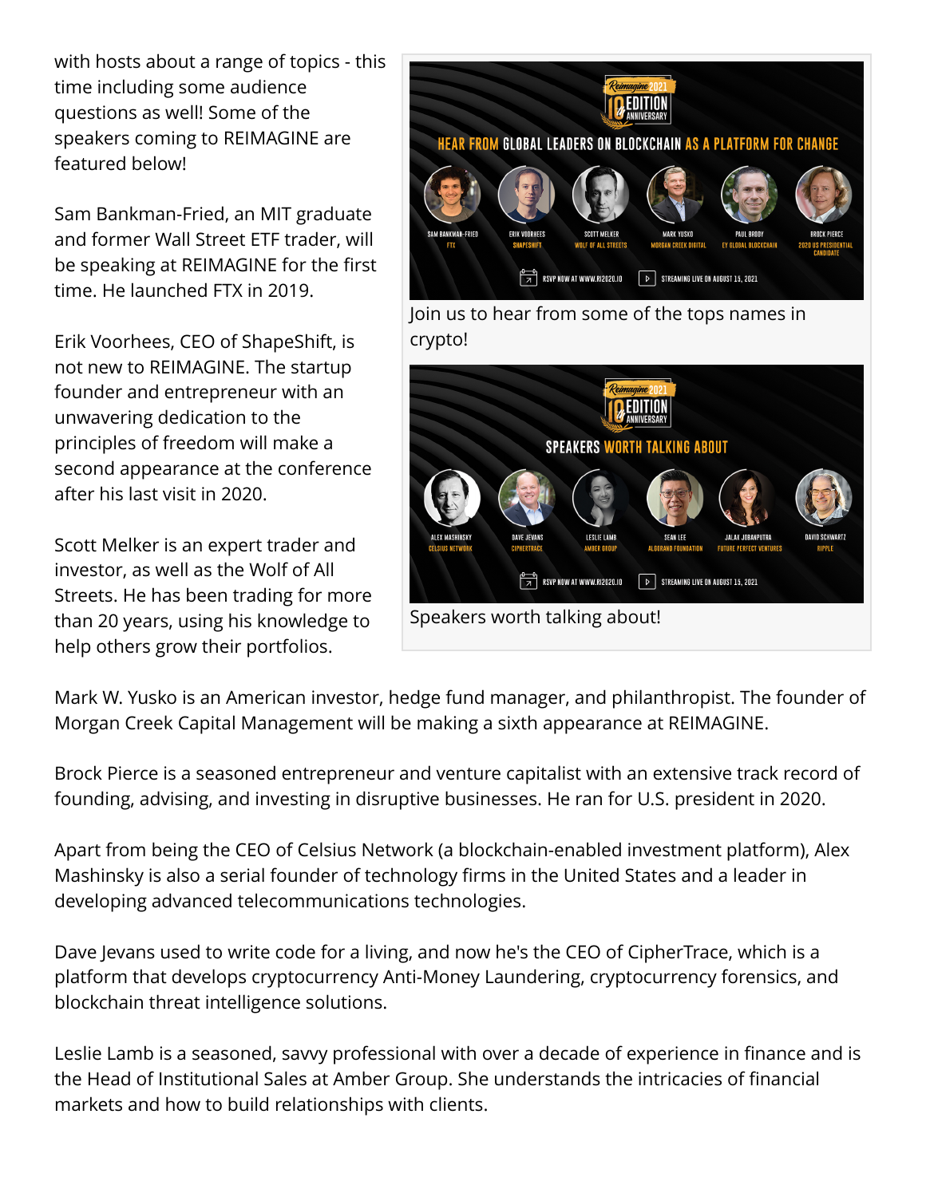with hosts about a range of topics - this time including some audience questions as well! Some of the speakers coming to REIMAGINE are featured below!

Sam Bankman-Fried, an MIT graduate and former Wall Street ETF trader, will be speaking at REIMAGINE for the first time. He launched FTX in 2019.

Erik Voorhees, CEO of ShapeShift, is not new to REIMAGINE. The startup founder and entrepreneur with an unwavering dedication to the principles of freedom will make a second appearance at the conference after his last visit in 2020.

Scott Melker is an expert trader and investor, as well as the Wolf of All Streets. He has been trading for more than 20 years, using his knowledge to help others grow their portfolios.

Join us to hear from some of the tops names in crypto!

Speakers worth talking about!

Mark W. Yusko is an American investor, hedge fund manager, and philanthropist. The founder of Morgan Creek Capital Management will be making a sixth appearance at REIMAGINE.

Brock Pierce is a seasoned entrepreneur and venture capitalist with an extensive track record of founding, advising, and investing in disruptive businesses. He ran for U.S. president in 2020.

Apart from being the CEO of Celsius Network (a blockchain-enabled investment platform), Alex Mashinsky is also a serial founder of technology firms in the United States and a leader in developing advanced telecommunications technologies.

Dave Jevans used to write code for a living, and now he's the CEO of CipherTrace, which is a platform that develops cryptocurrency Anti-Money Laundering, cryptocurrency forensics, and blockchain threat intelligence solutions.

Leslie Lamb is a seasoned, savvy professional with over a decade of experience in finance and is the Head of Institutional Sales at Amber Group. She understands the intricacies of financial markets and how to build relationships with clients.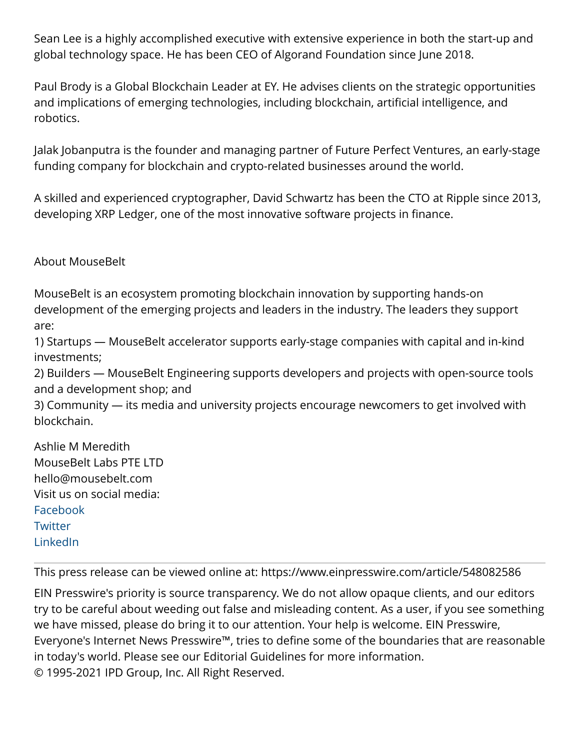Sean Lee is a highly accomplished executive with extensive experience in both the start-up and global technology space. He has been CEO of Algorand Foundation since June 2018.

Paul Brody is a Global Blockchain Leader at EY. He advises clients on the strategic opportunities and implications of emerging technologies, including blockchain, artificial intelligence, and robotics.

Jalak Jobanputra is the founder and managing partner of Future Perfect Ventures, an early-stage funding company for blockchain and crypto-related businesses around the world.

A skilled and experienced cryptographer, David Schwartz has been the CTO at Ripple since 2013, developing XRP Ledger, one of the most innovative software projects in finance.

About MouseBelt

MouseBelt is an ecosystem promoting blockchain innovation by supporting hands-on development of the emerging projects and leaders in the industry. The leaders they support are:
1) Startups — MouseBelt accelerator supports early-stage companies with capital and in-kind investments;
2) Builders — MouseBelt Engineering supports developers and projects with open-source tools and a development shop; and
3) Community — its media and university projects encourage newcomers to get involved with blockchain.

Ashlie M Meredith
MouseBelt Labs PTE LTD
hello@mousebelt.com
Visit us on social media:
Facebook
Twitter
LinkedIn

---

This press release can be viewed online at: https://www.einpresswire.com/article/548082586

EIN Presswire's priority is source transparency. We do not allow opaque clients, and our editors try to be careful about weeding out false and misleading content. As a user, if you see something we have missed, please do bring it to our attention. Your help is welcome. EIN Presswire, Everyone's Internet News Presswire™, tries to define some of the boundaries that are reasonable in today's world. Please see our Editorial Guidelines for more information.
© 1995-2021 IPD Group, Inc. All Right Reserved.